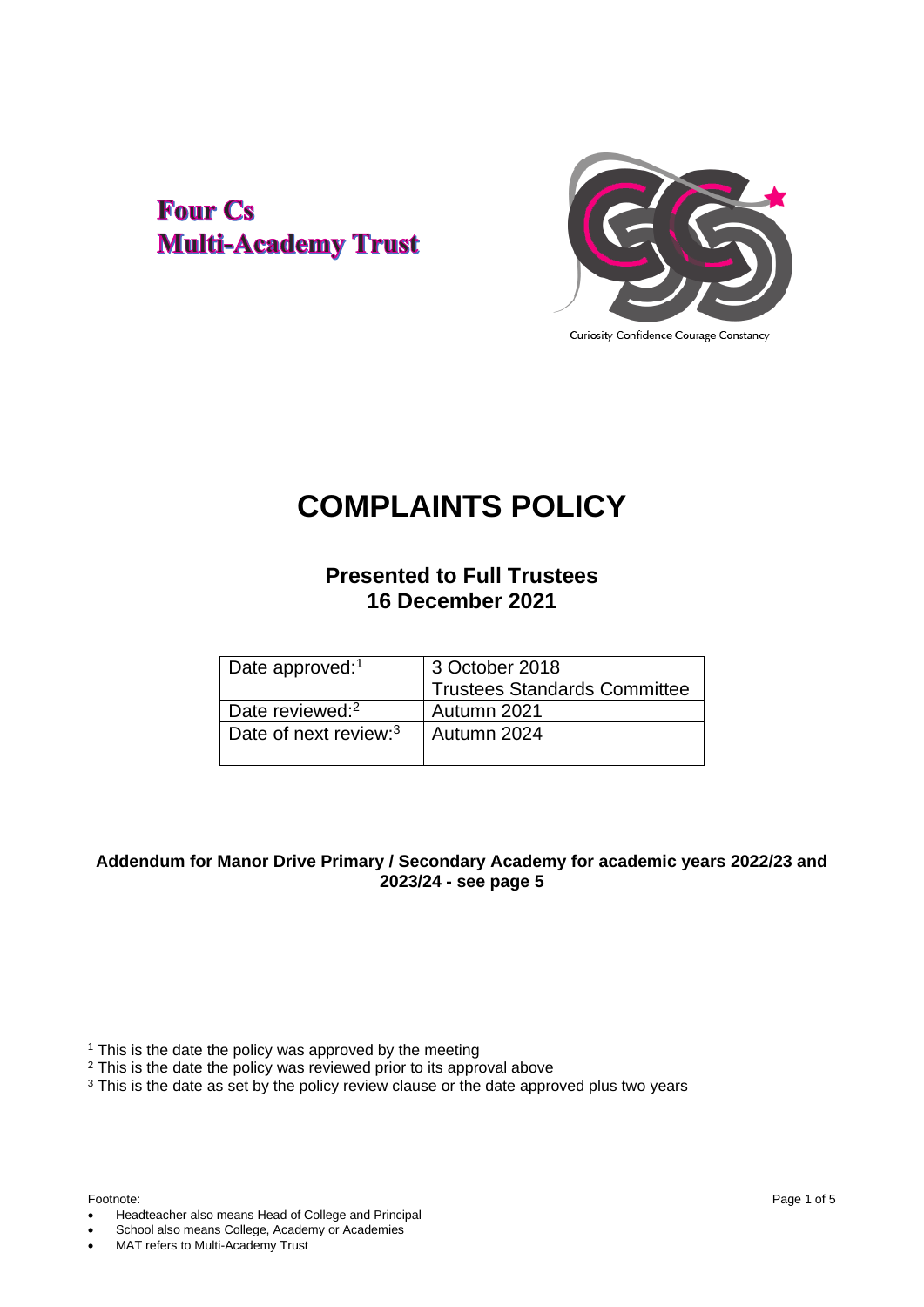**Four Cs**
**Multi-Academy Trust**

Curiosity Confidence Courage Constancy

# COMPLAINTS POLICY

## Presented to Full Trustees
## 16 December 2021

| Date approved:[1] | 3 October 2018<br>Trustees Standards Committee |
|---|---|
| Date reviewed:[2] | Autumn 2021 |
| Date of next review:[3] | Autumn 2024 |

**Addendum for Manor Drive Primary / Secondary Academy for academic years 2022/23 and 2023/24 - see page 5**

[1] This is the date the policy was approved by the meeting
[2] This is the date the policy was reviewed prior to its approval above
[3] This is the date as set by the policy review clause or the date approved plus two years

Footnote:

- Headteacher also means Head of College and Principal
- School also means College, Academy or Academies
- MAT refers to Multi-Academy Trust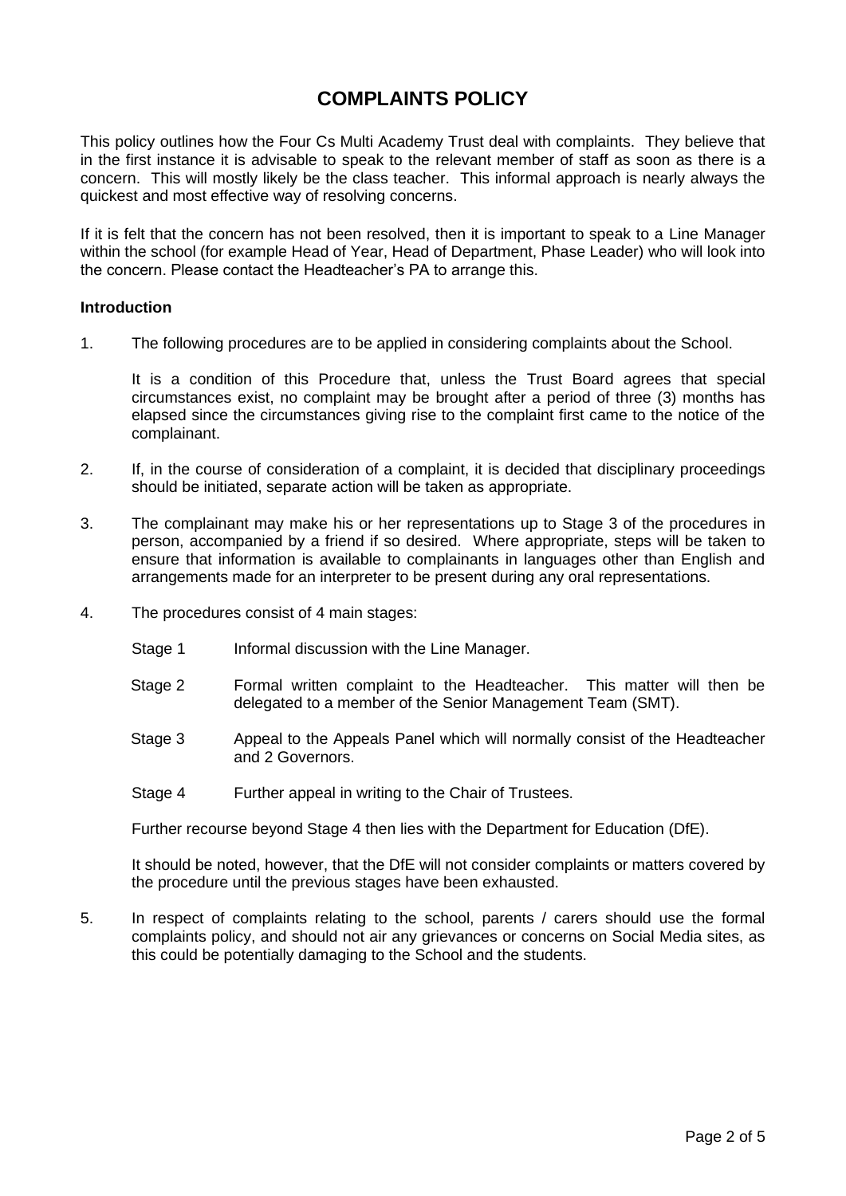# COMPLAINTS POLICY

This policy outlines how the Four Cs Multi Academy Trust deal with complaints. They believe that in the first instance it is advisable to speak to the relevant member of staff as soon as there is a concern. This will mostly likely be the class teacher. This informal approach is nearly always the quickest and most effective way of resolving concerns.

If it is felt that the concern has not been resolved, then it is important to speak to a Line Manager within the school (for example Head of Year, Head of Department, Phase Leader) who will look into the concern. Please contact the Headteacher's PA to arrange this.

**Introduction**

1. The following procedures are to be applied in considering complaints about the School.

   It is a condition of this Procedure that, unless the Trust Board agrees that special circumstances exist, no complaint may be brought after a period of three (3) months has elapsed since the circumstances giving rise to the complaint first came to the notice of the complainant.

2. If, in the course of consideration of a complaint, it is decided that disciplinary proceedings should be initiated, separate action will be taken as appropriate.

3. The complainant may make his or her representations up to Stage 3 of the procedures in person, accompanied by a friend if so desired. Where appropriate, steps will be taken to ensure that information is available to complainants in languages other than English and arrangements made for an interpreter to be present during any oral representations.

4. The procedures consist of 4 main stages:

   Stage 1 Informal discussion with the Line Manager.

   Stage 2 Formal written complaint to the Headteacher. This matter will then be delegated to a member of the Senior Management Team (SMT).

   Stage 3 Appeal to the Appeals Panel which will normally consist of the Headteacher and 2 Governors.

   Stage 4 Further appeal in writing to the Chair of Trustees.

   Further recourse beyond Stage 4 then lies with the Department for Education (DfE).

   It should be noted, however, that the DfE will not consider complaints or matters covered by the procedure until the previous stages have been exhausted.

5. In respect of complaints relating to the school, parents / carers should use the formal complaints policy, and should not air any grievances or concerns on Social Media sites, as this could be potentially damaging to the School and the students.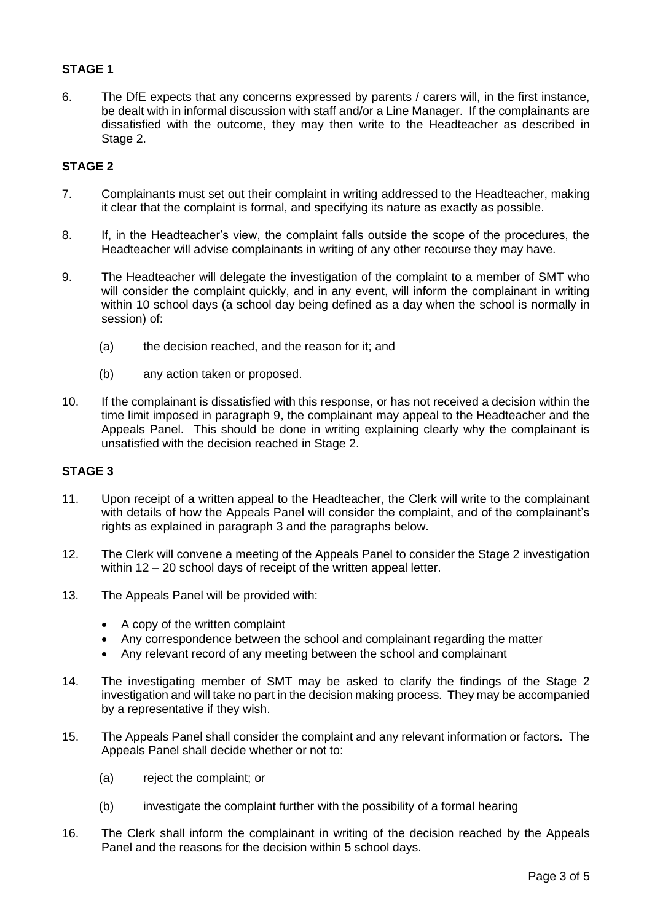## STAGE 1

6. The DfE expects that any concerns expressed by parents / carers will, in the first instance, be dealt with in informal discussion with staff and/or a Line Manager. If the complainants are dissatisfied with the outcome, they may then write to the Headteacher as described in Stage 2.

## STAGE 2

7. Complainants must set out their complaint in writing addressed to the Headteacher, making it clear that the complaint is formal, and specifying its nature as exactly as possible.

8. If, in the Headteacher's view, the complaint falls outside the scope of the procedures, the Headteacher will advise complainants in writing of any other recourse they may have.

9. The Headteacher will delegate the investigation of the complaint to a member of SMT who will consider the complaint quickly, and in any event, will inform the complainant in writing within 10 school days (a school day being defined as a day when the school is normally in session) of:

   (a) the decision reached, and the reason for it; and

   (b) any action taken or proposed.

10. If the complainant is dissatisfied with this response, or has not received a decision within the time limit imposed in paragraph 9, the complainant may appeal to the Headteacher and the Appeals Panel. This should be done in writing explaining clearly why the complainant is unsatisfied with the decision reached in Stage 2.

## STAGE 3

11. Upon receipt of a written appeal to the Headteacher, the Clerk will write to the complainant with details of how the Appeals Panel will consider the complaint, and of the complainant's rights as explained in paragraph 3 and the paragraphs below.

12. The Clerk will convene a meeting of the Appeals Panel to consider the Stage 2 investigation within 12 – 20 school days of receipt of the written appeal letter.

13. The Appeals Panel will be provided with:

    - A copy of the written complaint
    - Any correspondence between the school and complainant regarding the matter
    - Any relevant record of any meeting between the school and complainant

14. The investigating member of SMT may be asked to clarify the findings of the Stage 2 investigation and will take no part in the decision making process. They may be accompanied by a representative if they wish.

15. The Appeals Panel shall consider the complaint and any relevant information or factors. The Appeals Panel shall decide whether or not to:

    (a) reject the complaint; or

    (b) investigate the complaint further with the possibility of a formal hearing

16. The Clerk shall inform the complainant in writing of the decision reached by the Appeals Panel and the reasons for the decision within 5 school days.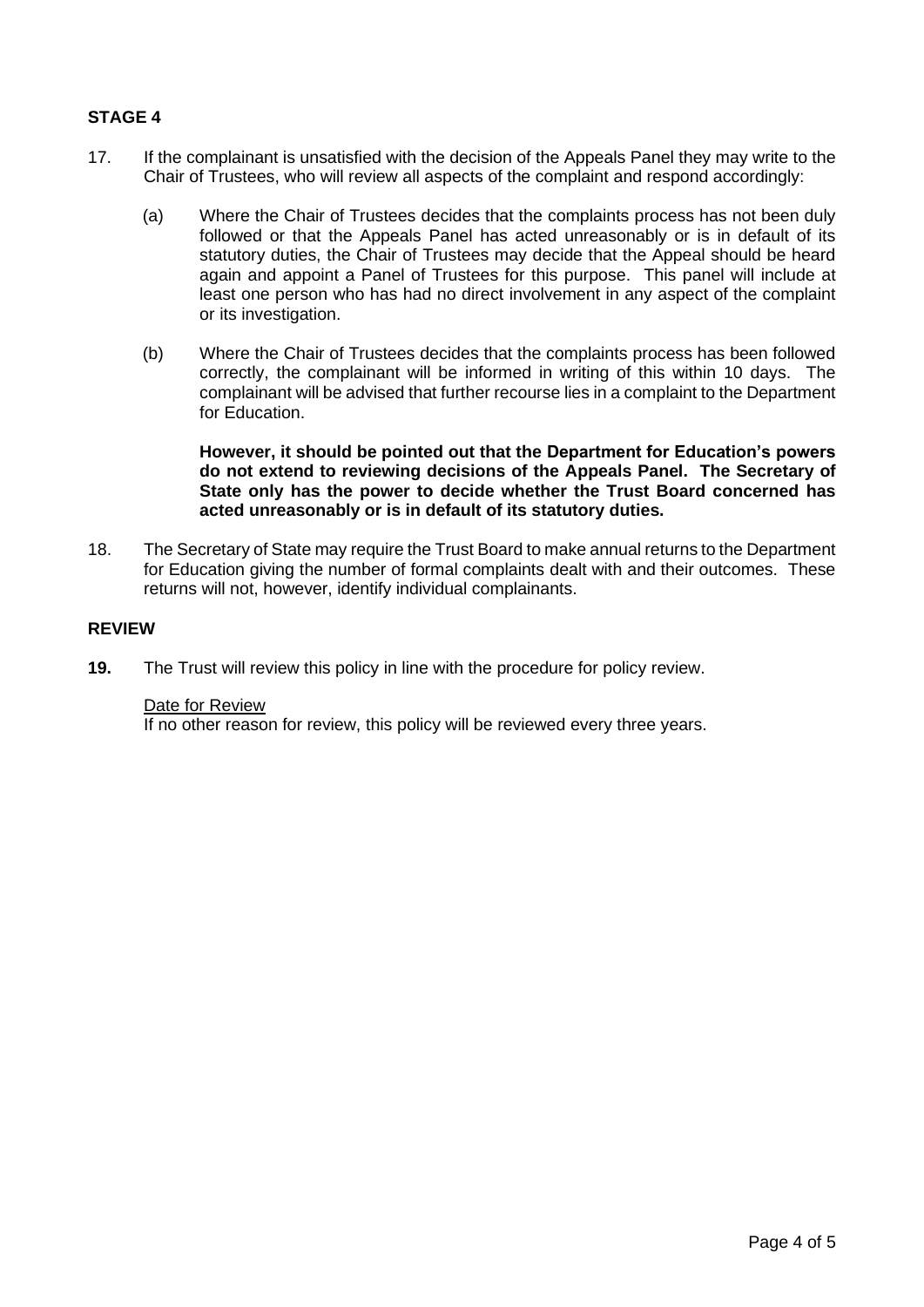## STAGE 4

17. If the complainant is unsatisfied with the decision of the Appeals Panel they may write to the Chair of Trustees, who will review all aspects of the complaint and respond accordingly:

    (a) Where the Chair of Trustees decides that the complaints process has not been duly followed or that the Appeals Panel has acted unreasonably or is in default of its statutory duties, the Chair of Trustees may decide that the Appeal should be heard again and appoint a Panel of Trustees for this purpose. This panel will include at least one person who has had no direct involvement in any aspect of the complaint or its investigation.

    (b) Where the Chair of Trustees decides that the complaints process has been followed correctly, the complainant will be informed in writing of this within 10 days. The complainant will be advised that further recourse lies in a complaint to the Department for Education.

    **However, it should be pointed out that the Department for Education's powers do not extend to reviewing decisions of the Appeals Panel. The Secretary of State only has the power to decide whether the Trust Board concerned has acted unreasonably or is in default of its statutory duties.**

18. The Secretary of State may require the Trust Board to make annual returns to the Department for Education giving the number of formal complaints dealt with and their outcomes. These returns will not, however, identify individual complainants.

## REVIEW

**19.** The Trust will review this policy in line with the procedure for policy review.

<u>Date for Review</u>
If no other reason for review, this policy will be reviewed every three years.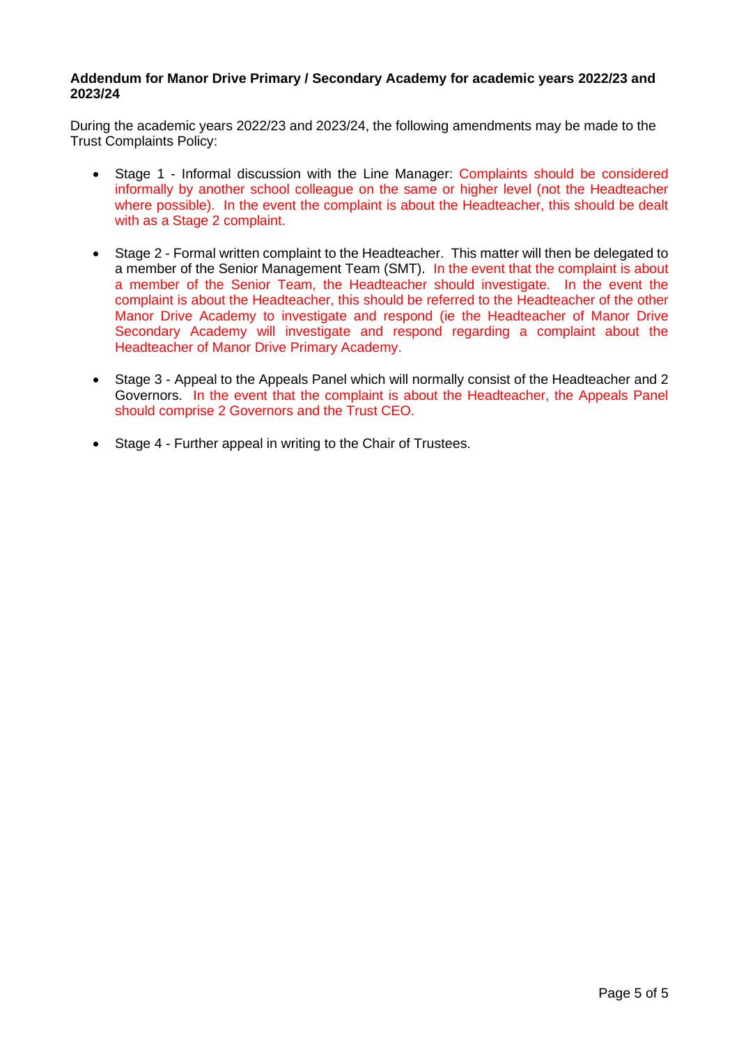**Addendum for Manor Drive Primary / Secondary Academy for academic years 2022/23 and 2023/24**

During the academic years 2022/23 and 2023/24, the following amendments may be made to the Trust Complaints Policy:

- Stage 1 - Informal discussion with the Line Manager: Complaints should be considered informally by another school colleague on the same or higher level (not the Headteacher where possible). In the event the complaint is about the Headteacher, this should be dealt with as a Stage 2 complaint.

- Stage 2 - Formal written complaint to the Headteacher. This matter will then be delegated to a member of the Senior Management Team (SMT). In the event that the complaint is about a member of the Senior Team, the Headteacher should investigate. In the event the complaint is about the Headteacher, this should be referred to the Headteacher of the other Manor Drive Academy to investigate and respond (ie the Headteacher of Manor Drive Secondary Academy will investigate and respond regarding a complaint about the Headteacher of Manor Drive Primary Academy.

- Stage 3 - Appeal to the Appeals Panel which will normally consist of the Headteacher and 2 Governors. In the event that the complaint is about the Headteacher, the Appeals Panel should comprise 2 Governors and the Trust CEO.

- Stage 4 - Further appeal in writing to the Chair of Trustees.